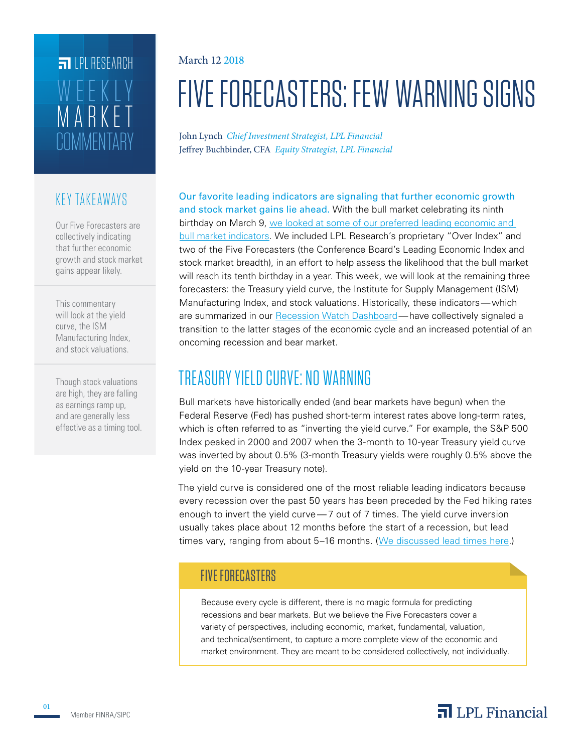LPL RESEARCH

WEEKLY MARKET COMMENTARY

March 12 2018

# FIVE FORECASTERS: FEW WARNING SIGNS

John Lynch *Chief Investment Strategist, LPL Financial*
Jeffrey Buchbinder, CFA *Equity Strategist, LPL Financial*

## KEY TAKEAWAYS

Our Five Forecasters are collectively indicating that further economic growth and stock market gains appear likely.

This commentary will look at the yield curve, the ISM Manufacturing Index, and stock valuations.

Though stock valuations are high, they are falling as earnings ramp up, and are generally less effective as a timing tool.

**Our favorite leading indicators are signaling that further economic growth and stock market gains lie ahead.** With the bull market celebrating its ninth birthday on March 9, we looked at some of our preferred leading economic and bull market indicators. We included LPL Research's proprietary "Over Index" and two of the Five Forecasters (the Conference Board's Leading Economic Index and stock market breadth), in an effort to help assess the likelihood that the bull market will reach its tenth birthday in a year. This week, we will look at the remaining three forecasters: the Treasury yield curve, the Institute for Supply Management (ISM) Manufacturing Index, and stock valuations. Historically, these indicators—which are summarized in our Recession Watch Dashboard—have collectively signaled a transition to the latter stages of the economic cycle and an increased potential of an oncoming recession and bear market.

## TREASURY YIELD CURVE: NO WARNING

Bull markets have historically ended (and bear markets have begun) when the Federal Reserve (Fed) has pushed short-term interest rates above long-term rates, which is often referred to as "inverting the yield curve." For example, the S&P 500 Index peaked in 2000 and 2007 when the 3-month to 10-year Treasury yield curve was inverted by about 0.5% (3-month Treasury yields were roughly 0.5% above the yield on the 10-year Treasury note).

The yield curve is considered one of the most reliable leading indicators because every recession over the past 50 years has been preceded by the Fed hiking rates enough to invert the yield curve—7 out of 7 times. The yield curve inversion usually takes place about 12 months before the start of a recession, but lead times vary, ranging from about 5–16 months. (We discussed lead times here.)

### FIVE FORECASTERS

Because every cycle is different, there is no magic formula for predicting recessions and bear markets. But we believe the Five Forecasters cover a variety of perspectives, including economic, market, fundamental, valuation, and technical/sentiment, to capture a more complete view of the economic and market environment. They are meant to be considered collectively, not individually.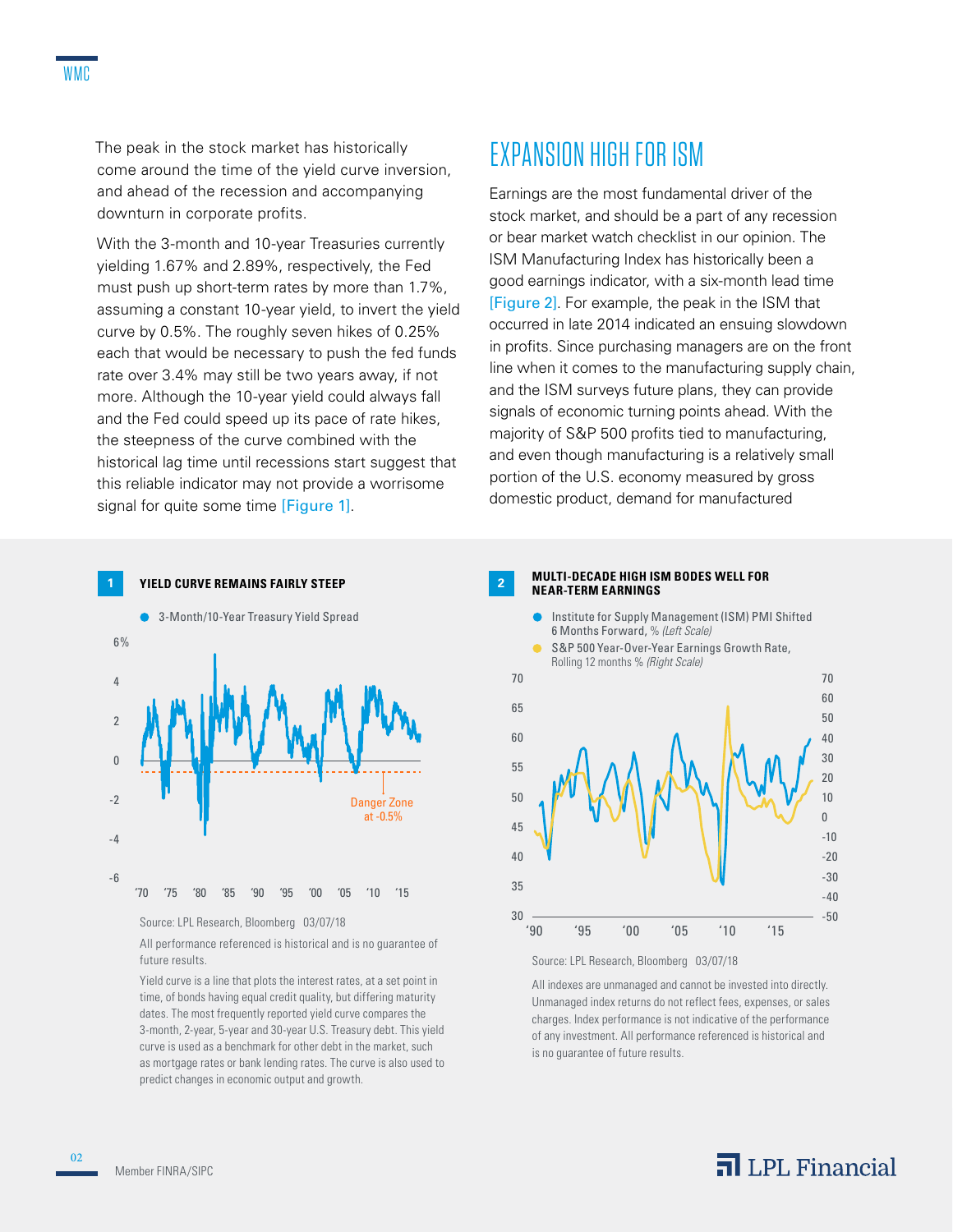The peak in the stock market has historically come around the time of the yield curve inversion, and ahead of the recession and accompanying downturn in corporate profits.

With the 3-month and 10-year Treasuries currently yielding 1.67% and 2.89%, respectively, the Fed must push up short-term rates by more than 1.7%, assuming a constant 10-year yield, to invert the yield curve by 0.5%. The roughly seven hikes of 0.25% each that would be necessary to push the fed funds rate over 3.4% may still be two years away, if not more. Although the 10-year yield could always fall and the Fed could speed up its pace of rate hikes, the steepness of the curve combined with the historical lag time until recessions start suggest that this reliable indicator may not provide a worrisome signal for quite some time [Figure 1].

## EXPANSION HIGH FOR ISM

Earnings are the most fundamental driver of the stock market, and should be a part of any recession or bear market watch checklist in our opinion. The ISM Manufacturing Index has historically been a good earnings indicator, with a six-month lead time [Figure 2]. For example, the peak in the ISM that occurred in late 2014 indicated an ensuing slowdown in profits. Since purchasing managers are on the front line when it comes to the manufacturing supply chain, and the ISM surveys future plans, they can provide signals of economic turning points ahead. With the majority of S&P 500 profits tied to manufacturing, and even though manufacturing is a relatively small portion of the U.S. economy measured by gross domestic product, demand for manufactured

**1 YIELD CURVE REMAINS FAIRLY STEEP**

Source: LPL Research, Bloomberg 03/07/18

All performance referenced is historical and is no guarantee of future results.

Yield curve is a line that plots the interest rates, at a set point in time, of bonds having equal credit quality, but differing maturity dates. The most frequently reported yield curve compares the 3-month, 2-year, 5-year and 30-year U.S. Treasury debt. This yield curve is used as a benchmark for other debt in the market, such as mortgage rates or bank lending rates. The curve is also used to predict changes in economic output and growth.

**2 MULTI-DECADE HIGH ISM BODES WELL FOR NEAR-TERM EARNINGS**

Source: LPL Research, Bloomberg 03/07/18

All indexes are unmanaged and cannot be invested into directly. Unmanaged index returns do not reflect fees, expenses, or sales charges. Index performance is not indicative of the performance of any investment. All performance referenced is historical and is no guarantee of future results.

Member FINRA/SIPC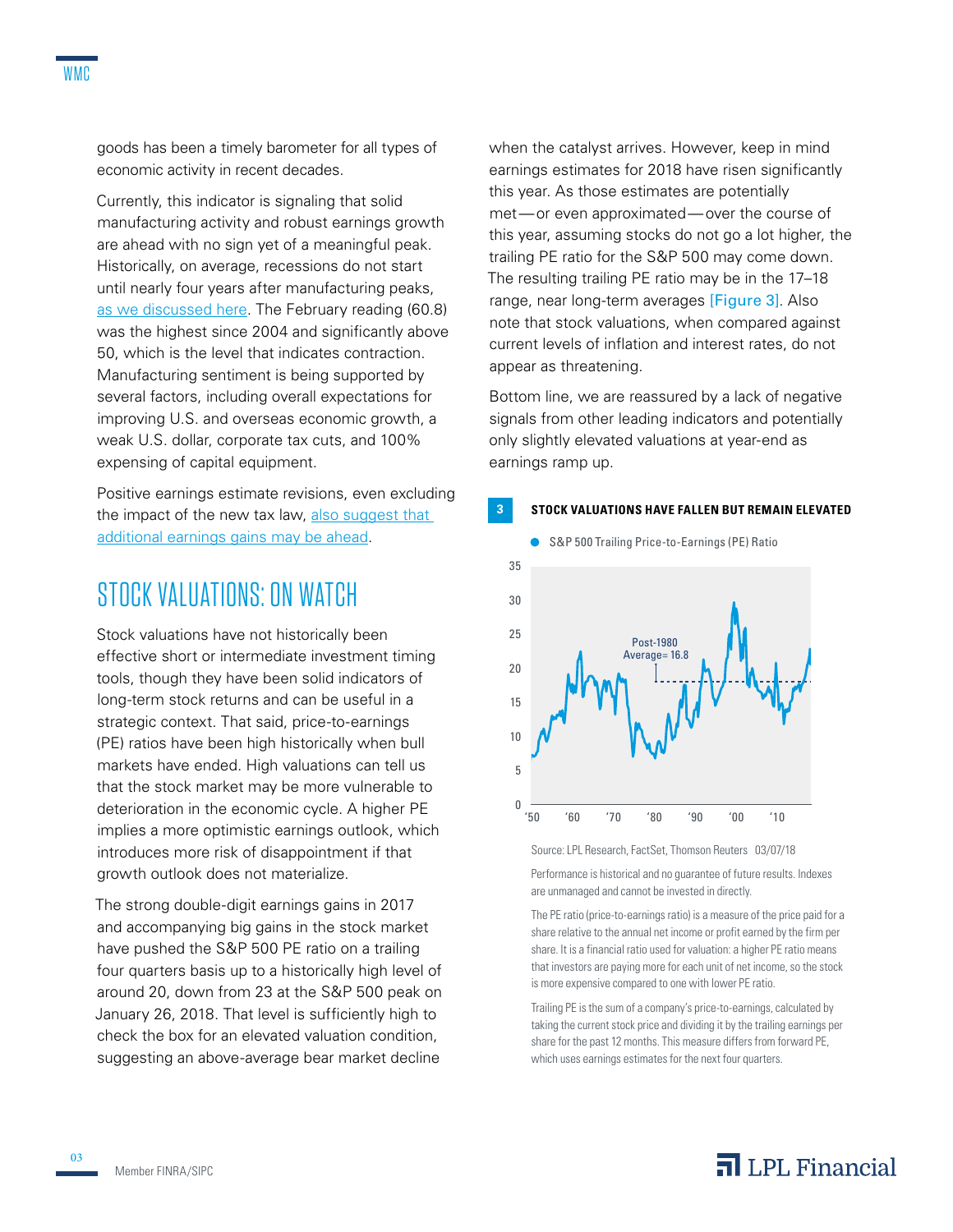goods has been a timely barometer for all types of economic activity in recent decades.

Currently, this indicator is signaling that solid manufacturing activity and robust earnings growth are ahead with no sign yet of a meaningful peak. Historically, on average, recessions do not start until nearly four years after manufacturing peaks, as we discussed here. The February reading (60.8) was the highest since 2004 and significantly above 50, which is the level that indicates contraction. Manufacturing sentiment is being supported by several factors, including overall expectations for improving U.S. and overseas economic growth, a weak U.S. dollar, corporate tax cuts, and 100% expensing of capital equipment.

Positive earnings estimate revisions, even excluding the impact of the new tax law, also suggest that additional earnings gains may be ahead.

## STOCK VALUATIONS: ON WATCH

Stock valuations have not historically been effective short or intermediate investment timing tools, though they have been solid indicators of long-term stock returns and can be useful in a strategic context. That said, price-to-earnings (PE) ratios have been high historically when bull markets have ended. High valuations can tell us that the stock market may be more vulnerable to deterioration in the economic cycle. A higher PE implies a more optimistic earnings outlook, which introduces more risk of disappointment if that growth outlook does not materialize.

The strong double-digit earnings gains in 2017 and accompanying big gains in the stock market have pushed the S&P 500 PE ratio on a trailing four quarters basis up to a historically high level of around 20, down from 23 at the S&P 500 peak on January 26, 2018. That level is sufficiently high to check the box for an elevated valuation condition, suggesting an above-average bear market decline when the catalyst arrives. However, keep in mind earnings estimates for 2018 have risen significantly this year. As those estimates are potentially met—or even approximated—over the course of this year, assuming stocks do not go a lot higher, the trailing PE ratio for the S&P 500 may come down. The resulting trailing PE ratio may be in the 17–18 range, near long-term averages [Figure 3]. Also note that stock valuations, when compared against current levels of inflation and interest rates, do not appear as threatening.

Bottom line, we are reassured by a lack of negative signals from other leading indicators and potentially only slightly elevated valuations at year-end as earnings ramp up.

**3 STOCK VALUATIONS HAVE FALLEN BUT REMAIN ELEVATED**

Source: LPL Research, FactSet, Thomson Reuters 03/07/18

Performance is historical and no guarantee of future results. Indexes are unmanaged and cannot be invested in directly.

The PE ratio (price-to-earnings ratio) is a measure of the price paid for a share relative to the annual net income or profit earned by the firm per share. It is a financial ratio used for valuation: a higher PE ratio means that investors are paying more for each unit of net income, so the stock is more expensive compared to one with lower PE ratio.

Trailing PE is the sum of a company's price-to-earnings, calculated by taking the current stock price and dividing it by the trailing earnings per share for the past 12 months. This measure differs from forward PE, which uses earnings estimates for the next four quarters.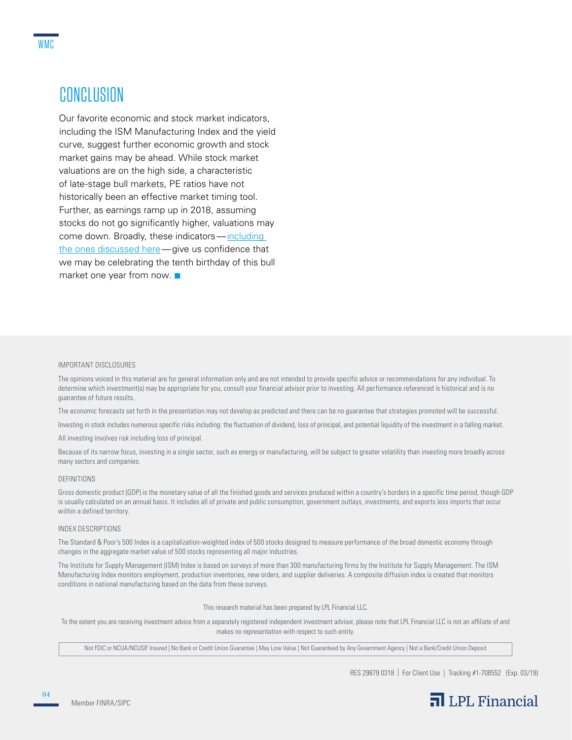## CONCLUSION

Our favorite economic and stock market indicators, including the ISM Manufacturing Index and the yield curve, suggest further economic growth and stock market gains may be ahead. While stock market valuations are on the high side, a characteristic of late-stage bull markets, PE ratios have not historically been an effective market timing tool. Further, as earnings ramp up in 2018, assuming stocks do not go significantly higher, valuations may come down. Broadly, these indicators—including the ones discussed here—give us confidence that we may be celebrating the tenth birthday of this bull market one year from now. ■

### IMPORTANT DISCLOSURES

The opinions voiced in this material are for general information only and are not intended to provide specific advice or recommendations for any individual. To determine which investment(s) may be appropriate for you, consult your financial advisor prior to investing. All performance referenced is historical and is no guarantee of future results.

The economic forecasts set forth in the presentation may not develop as predicted and there can be no guarantee that strategies promoted will be successful.

Investing in stock includes numerous specific risks including: the fluctuation of dividend, loss of principal, and potential liquidity of the investment in a falling market.

All investing involves risk including loss of principal.

Because of its narrow focus, investing in a single sector, such as energy or manufacturing, will be subject to greater volatility than investing more broadly across many sectors and companies.

### DEFINITIONS

Gross domestic product (GDP) is the monetary value of all the finished goods and services produced within a country's borders in a specific time period, though GDP is usually calculated on an annual basis. It includes all of private and public consumption, government outlays, investments, and exports less imports that occur within a defined territory.

### INDEX DESCRIPTIONS

The Standard & Poor's 500 Index is a capitalization-weighted index of 500 stocks designed to measure performance of the broad domestic economy through changes in the aggregate market value of 500 stocks representing all major industries.

The Institute for Supply Management (ISM) Index is based on surveys of more than 300 manufacturing firms by the Institute for Supply Management. The ISM Manufacturing Index monitors employment, production inventories, new orders, and supplier deliveries. A composite diffusion index is created that monitors conditions in national manufacturing based on the data from these surveys.

This research material has been prepared by LPL Financial LLC.

To the extent you are receiving investment advice from a separately registered independent investment advisor, please note that LPL Financial LLC is not an affiliate of and makes no representation with respect to such entity.

Not FDIC or NCUA/NCUSIF Insured | No Bank or Credit Union Guarantee | May Lose Value | Not Guaranteed by Any Government Agency | Not a Bank/Credit Union Deposit

RES 29879 0318 | For Client Use | Tracking #1-708552 (Exp. 03/19)

Member FINRA/SIPC

LPL Financial